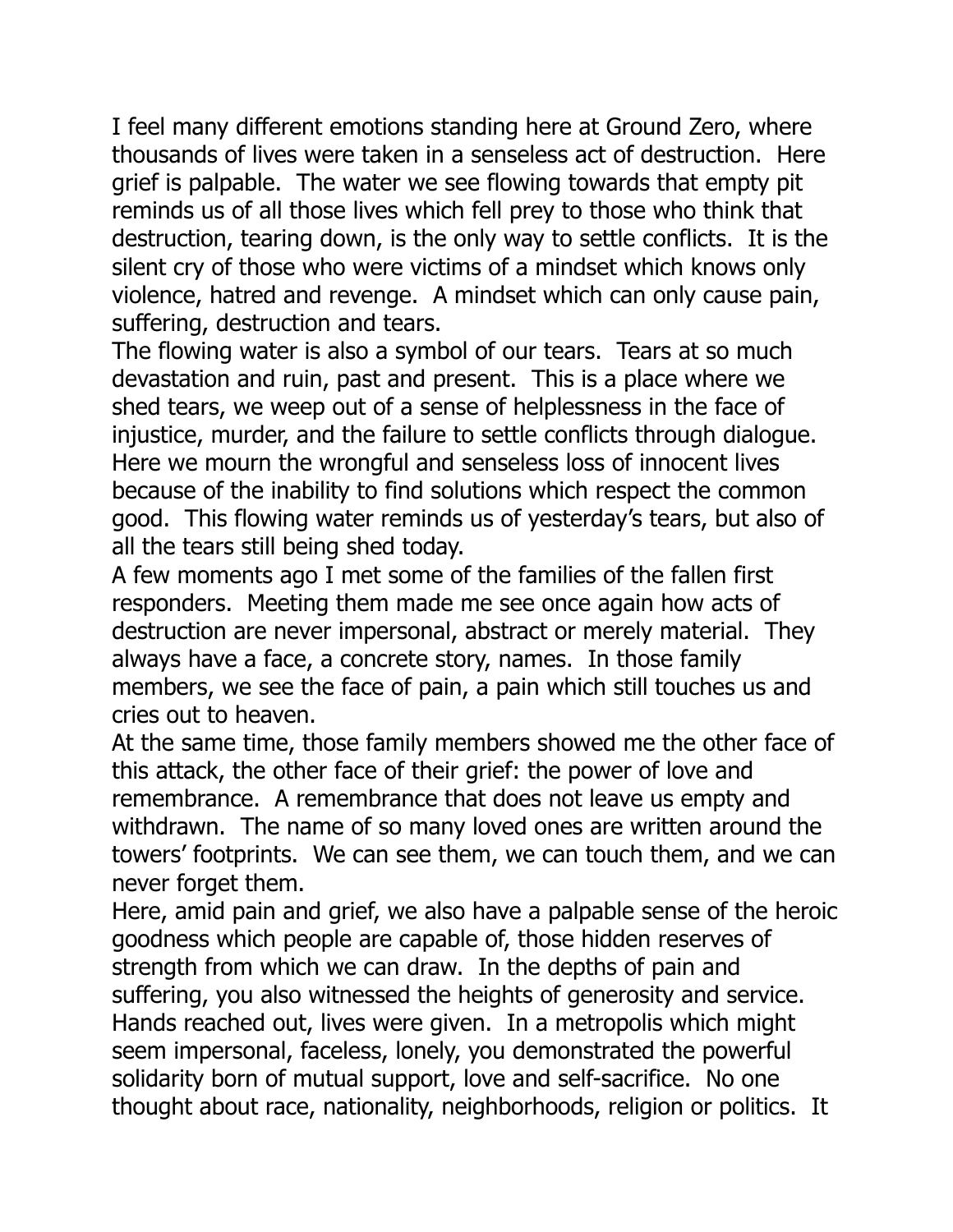I feel many different emotions standing here at Ground Zero, where thousands of lives were taken in a senseless act of destruction. Here grief is palpable. The water we see flowing towards that empty pit reminds us of all those lives which fell prey to those who think that destruction, tearing down, is the only way to settle conflicts. It is the silent cry of those who were victims of a mindset which knows only violence, hatred and revenge. A mindset which can only cause pain, suffering, destruction and tears.

The flowing water is also a symbol of our tears. Tears at so much devastation and ruin, past and present. This is a place where we shed tears, we weep out of a sense of helplessness in the face of injustice, murder, and the failure to settle conflicts through dialogue. Here we mourn the wrongful and senseless loss of innocent lives because of the inability to find solutions which respect the common good. This flowing water reminds us of yesterday's tears, but also of all the tears still being shed today.

A few moments ago I met some of the families of the fallen first responders. Meeting them made me see once again how acts of destruction are never impersonal, abstract or merely material. They always have a face, a concrete story, names. In those family members, we see the face of pain, a pain which still touches us and cries out to heaven.

At the same time, those family members showed me the other face of this attack, the other face of their grief: the power of love and remembrance. A remembrance that does not leave us empty and withdrawn. The name of so many loved ones are written around the towers' footprints. We can see them, we can touch them, and we can never forget them.

Here, amid pain and grief, we also have a palpable sense of the heroic goodness which people are capable of, those hidden reserves of strength from which we can draw. In the depths of pain and suffering, you also witnessed the heights of generosity and service. Hands reached out, lives were given. In a metropolis which might seem impersonal, faceless, lonely, you demonstrated the powerful solidarity born of mutual support, love and self-sacrifice. No one thought about race, nationality, neighborhoods, religion or politics. It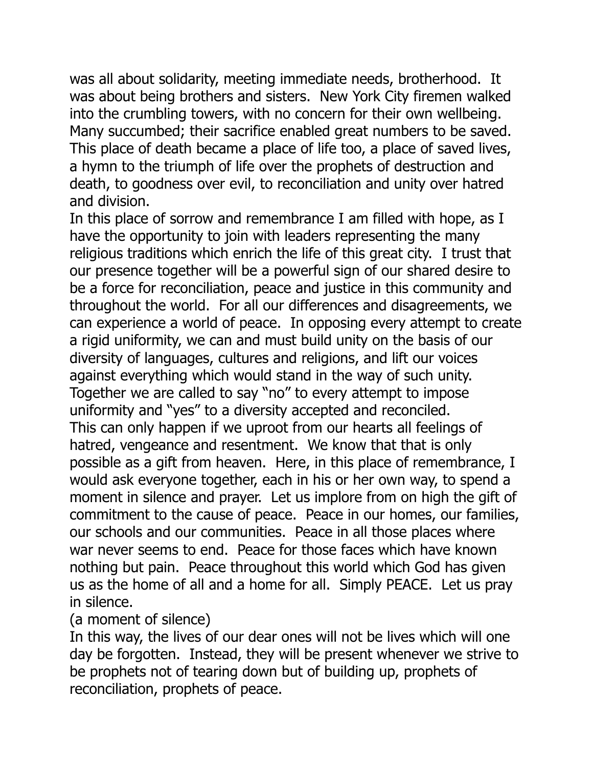was all about solidarity, meeting immediate needs, brotherhood. It was about being brothers and sisters. New York City firemen walked into the crumbling towers, with no concern for their own wellbeing. Many succumbed; their sacrifice enabled great numbers to be saved. This place of death became a place of life too, a place of saved lives, a hymn to the triumph of life over the prophets of destruction and death, to goodness over evil, to reconciliation and unity over hatred and division.

In this place of sorrow and remembrance I am filled with hope, as I have the opportunity to join with leaders representing the many religious traditions which enrich the life of this great city. I trust that our presence together will be a powerful sign of our shared desire to be a force for reconciliation, peace and justice in this community and throughout the world. For all our differences and disagreements, we can experience a world of peace. In opposing every attempt to create a rigid uniformity, we can and must build unity on the basis of our diversity of languages, cultures and religions, and lift our voices against everything which would stand in the way of such unity. Together we are called to say "no" to every attempt to impose uniformity and "yes" to a diversity accepted and reconciled.

This can only happen if we uproot from our hearts all feelings of hatred, vengeance and resentment. We know that that is only possible as a gift from heaven. Here, in this place of remembrance, I would ask everyone together, each in his or her own way, to spend a moment in silence and prayer. Let us implore from on high the gift of commitment to the cause of peace. Peace in our homes, our families, our schools and our communities. Peace in all those places where war never seems to end. Peace for those faces which have known nothing but pain. Peace throughout this world which God has given us as the home of all and a home for all. Simply PEACE. Let us pray in silence.

(a moment of silence)

In this way, the lives of our dear ones will not be lives which will one day be forgotten. Instead, they will be present whenever we strive to be prophets not of tearing down but of building up, prophets of reconciliation, prophets of peace.